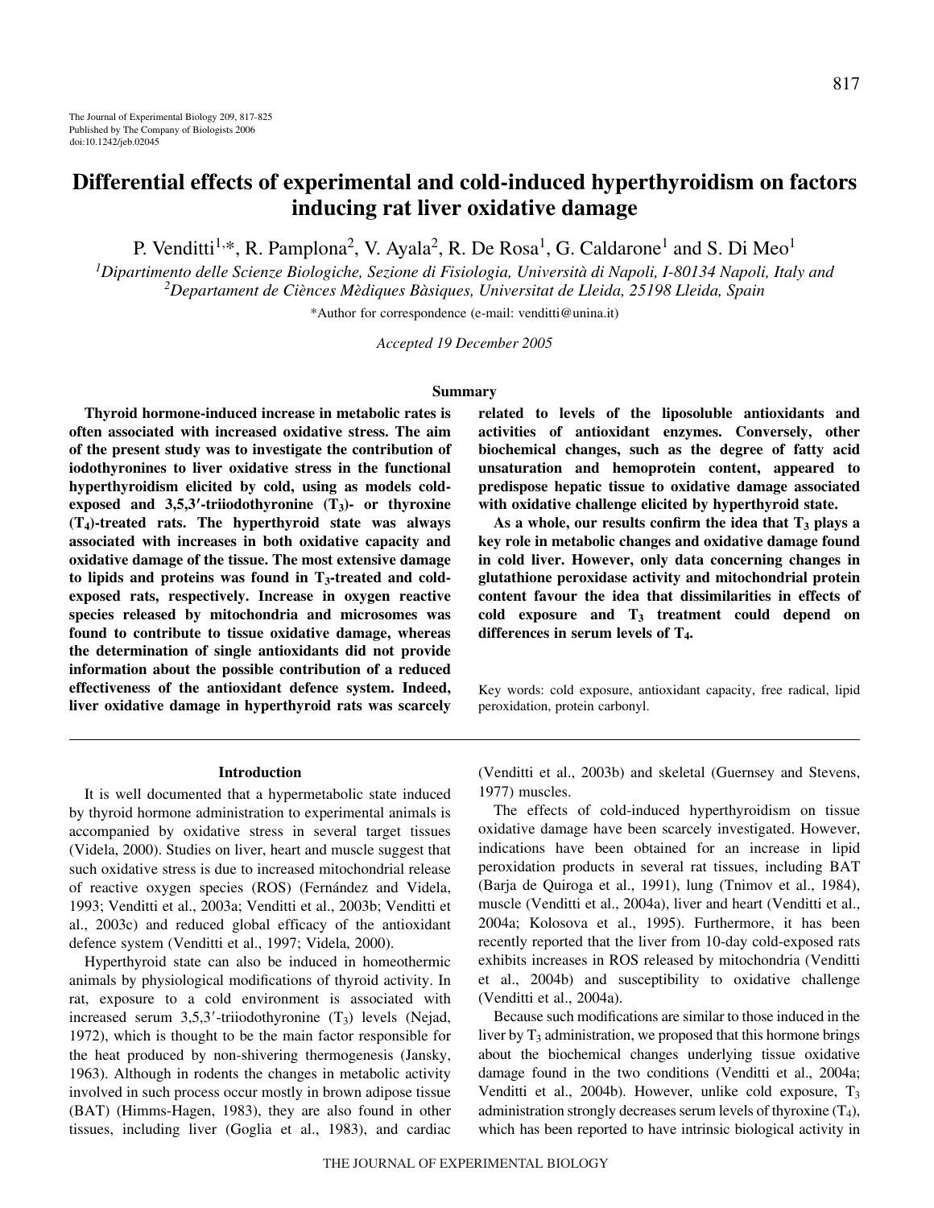# Differential effects of experimental and cold-induced hyperthyroidism on factors inducing rat liver oxidative damage

P. Venditti[1,*], R. Pamplona[2], V. Ayala[2], R. De Rosa[1], G. Caldarone[1] and S. Di Meo[1]

[1]Dipartimento delle Scienze Biologiche, Sezione di Fisiologia, Università di Napoli, I-80134 Napoli, Italy and
[2]Departament de Ciènces Mèdiques Bàsiques, Universitat de Lleida, 25198 Lleida, Spain

*Author for correspondence (e-mail: venditti@unina.it)

*Accepted 19 December 2005*

## Summary

**Thyroid hormone-induced increase in metabolic rates is often associated with increased oxidative stress. The aim of the present study was to investigate the contribution of iodothyronines to liver oxidative stress in the functional hyperthyroidism elicited by cold, using as models cold-exposed and 3,5,3′-triiodothyronine ($T_3$)- or thyroxine ($T_4$)-treated rats. The hyperthyroid state was always associated with increases in both oxidative capacity and oxidative damage of the tissue. The most extensive damage to lipids and proteins was found in $T_3$-treated and cold-exposed rats, respectively. Increase in oxygen reactive species released by mitochondria and microsomes was found to contribute to tissue oxidative damage, whereas the determination of single antioxidants did not provide information about the possible contribution of a reduced effectiveness of the antioxidant defence system. Indeed, liver oxidative damage in hyperthyroid rats was scarcely related to levels of the liposoluble antioxidants and activities of antioxidant enzymes. Conversely, other biochemical changes, such as the degree of fatty acid unsaturation and hemoprotein content, appeared to predispose hepatic tissue to oxidative damage associated with oxidative challenge elicited by hyperthyroid state.**

**As a whole, our results confirm the idea that $T_3$ plays a key role in metabolic changes and oxidative damage found in cold liver. However, only data concerning changes in glutathione peroxidase activity and mitochondrial protein content favour the idea that dissimilarities in effects of cold exposure and $T_3$ treatment could depend on differences in serum levels of $T_4$.**

Key words: cold exposure, antioxidant capacity, free radical, lipid peroxidation, protein carbonyl.

## Introduction

It is well documented that a hypermetabolic state induced by thyroid hormone administration to experimental animals is accompanied by oxidative stress in several target tissues (Videla, 2000). Studies on liver, heart and muscle suggest that such oxidative stress is due to increased mitochondrial release of reactive oxygen species (ROS) (Fernández and Videla, 1993; Venditti et al., 2003a; Venditti et al., 2003b; Venditti et al., 2003c) and reduced global efficacy of the antioxidant defence system (Venditti et al., 1997; Videla, 2000).

Hyperthyroid state can also be induced in homeothermic animals by physiological modifications of thyroid activity. In rat, exposure to a cold environment is associated with increased serum 3,5,3′-triiodothyronine ($T_3$) levels (Nejad, 1972), which is thought to be the main factor responsible for the heat produced by non-shivering thermogenesis (Jansky, 1963). Although in rodents the changes in metabolic activity involved in such process occur mostly in brown adipose tissue (BAT) (Himms-Hagen, 1983), they are also found in other tissues, including liver (Goglia et al., 1983), and cardiac (Venditti et al., 2003b) and skeletal (Guernsey and Stevens, 1977) muscles.

The effects of cold-induced hyperthyroidism on tissue oxidative damage have been scarcely investigated. However, indications have been obtained for an increase in lipid peroxidation products in several rat tissues, including BAT (Barja de Quiroga et al., 1991), lung (Tnimov et al., 1984), muscle (Venditti et al., 2004a), liver and heart (Venditti et al., 2004a; Kolosova et al., 1995). Furthermore, it has been recently reported that the liver from 10-day cold-exposed rats exhibits increases in ROS released by mitochondria (Venditti et al., 2004b) and susceptibility to oxidative challenge (Venditti et al., 2004a).

Because such modifications are similar to those induced in the liver by $T_3$ administration, we proposed that this hormone brings about the biochemical changes underlying tissue oxidative damage found in the two conditions (Venditti et al., 2004a; Venditti et al., 2004b). However, unlike cold exposure, $T_3$ administration strongly decreases serum levels of thyroxine ($T_4$), which has been reported to have intrinsic biological activity in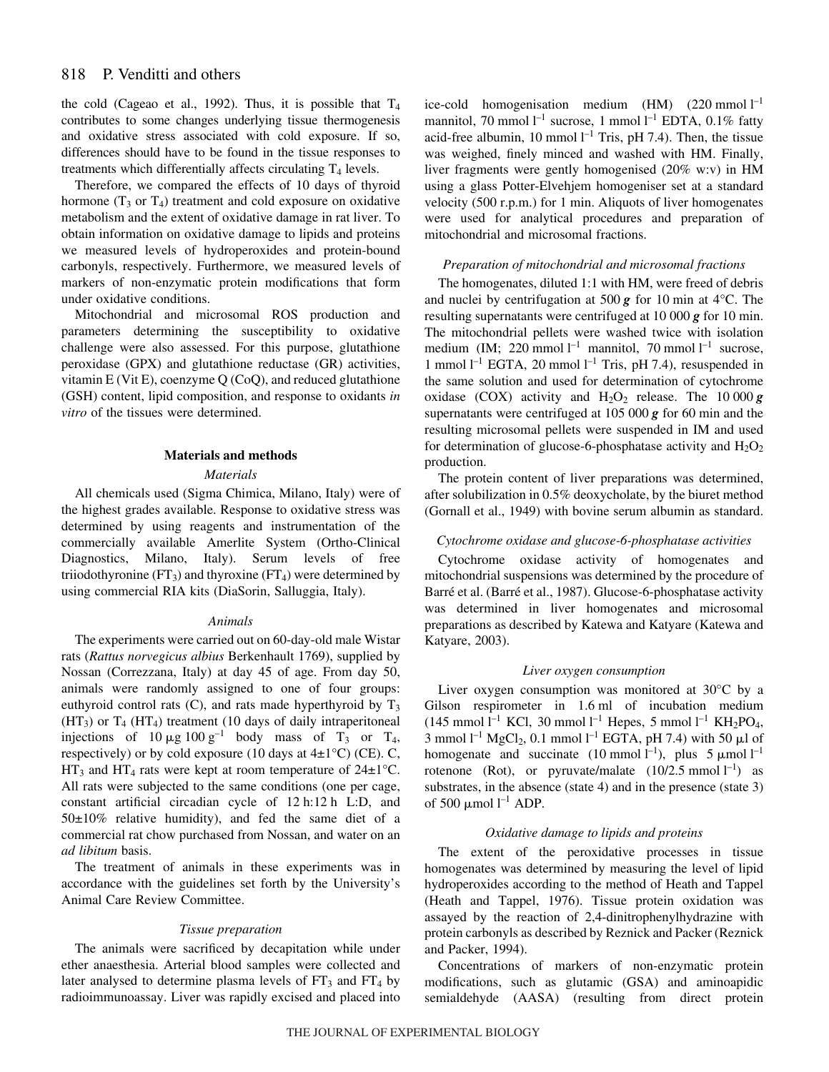the cold (Cageao et al., 1992). Thus, it is possible that $T_4$ contributes to some changes underlying tissue thermogenesis and oxidative stress associated with cold exposure. If so, differences should have to be found in the tissue responses to treatments which differentially affects circulating $T_4$ levels.

Therefore, we compared the effects of 10 days of thyroid hormone ($T_3$ or $T_4$) treatment and cold exposure on oxidative metabolism and the extent of oxidative damage in rat liver. To obtain information on oxidative damage to lipids and proteins we measured levels of hydroperoxides and protein-bound carbonyls, respectively. Furthermore, we measured levels of markers of non-enzymatic protein modifications that form under oxidative conditions.

Mitochondrial and microsomal ROS production and parameters determining the susceptibility to oxidative challenge were also assessed. For this purpose, glutathione peroxidase (GPX) and glutathione reductase (GR) activities, vitamin E (Vit E), coenzyme Q (CoQ), and reduced glutathione (GSH) content, lipid composition, and response to oxidants *in vitro* of the tissues were determined.

## Materials and methods

### *Materials*

All chemicals used (Sigma Chimica, Milano, Italy) were of the highest grades available. Response to oxidative stress was determined by using reagents and instrumentation of the commercially available Amerlite System (Ortho-Clinical Diagnostics, Milano, Italy). Serum levels of free triiodothyronine ($FT_3$) and thyroxine ($FT_4$) were determined by using commercial RIA kits (DiaSorin, Salluggia, Italy).

### *Animals*

The experiments were carried out on 60-day-old male Wistar rats (*Rattus norvegicus albius* Berkenhault 1769), supplied by Nossan (Correzzana, Italy) at day 45 of age. From day 50, animals were randomly assigned to one of four groups: euthyroid control rats (C), and rats made hyperthyroid by $T_3$ ($HT_3$) or $T_4$ ($HT_4$) treatment (10 days of daily intraperitoneal injections of $10\,\mu g\,100\,g^{-1}$ body mass of $T_3$ or $T_4$, respectively) or by cold exposure (10 days at $4\pm1°C$) (CE). C, $HT_3$ and $HT_4$ rats were kept at room temperature of $24\pm1°C$. All rats were subjected to the same conditions (one per cage, constant artificial circadian cycle of 12 h:12 h L:D, and $50\pm10\%$ relative humidity), and fed the same diet of a commercial rat chow purchased from Nossan, and water on an *ad libitum* basis.

The treatment of animals in these experiments was in accordance with the guidelines set forth by the University's Animal Care Review Committee.

### *Tissue preparation*

The animals were sacrificed by decapitation while under ether anaesthesia. Arterial blood samples were collected and later analysed to determine plasma levels of $FT_3$ and $FT_4$ by radioimmunoassay. Liver was rapidly excised and placed into ice-cold homogenisation medium (HM) ($220\,mmol\,l^{-1}$ mannitol, $70\,mmol\,l^{-1}$ sucrose, $1\,mmol\,l^{-1}$ EDTA, 0.1% fatty acid-free albumin, $10\,mmol\,l^{-1}$ Tris, pH 7.4). Then, the tissue was weighed, finely minced and washed with HM. Finally, liver fragments were gently homogenised (20% w:v) in HM using a glass Potter-Elvehjem homogeniser set at a standard velocity (500 r.p.m.) for 1 min. Aliquots of liver homogenates were used for analytical procedures and preparation of mitochondrial and microsomal fractions.

### *Preparation of mitochondrial and microsomal fractions*

The homogenates, diluted 1:1 with HM, were freed of debris and nuclei by centrifugation at 500 ***g*** for 10 min at 4°C. The resulting supernatants were centrifuged at 10 000 ***g*** for 10 min. The mitochondrial pellets were washed twice with isolation medium (IM; $220\,mmol\,l^{-1}$ mannitol, $70\,mmol\,l^{-1}$ sucrose, $1\,mmol\,l^{-1}$ EGTA, $20\,mmol\,l^{-1}$ Tris, pH 7.4), resuspended in the same solution and used for determination of cytochrome oxidase (COX) activity and $H_2O_2$ release. The 10 000 ***g*** supernatants were centrifuged at 105 000 ***g*** for 60 min and the resulting microsomal pellets were suspended in IM and used for determination of glucose-6-phosphatase activity and $H_2O_2$ production.

The protein content of liver preparations was determined, after solubilization in 0.5% deoxycholate, by the biuret method (Gornall et al., 1949) with bovine serum albumin as standard.

### *Cytochrome oxidase and glucose-6-phosphatase activities*

Cytochrome oxidase activity of homogenates and mitochondrial suspensions was determined by the procedure of Barré et al. (Barré et al., 1987). Glucose-6-phosphatase activity was determined in liver homogenates and microsomal preparations as described by Katewa and Katyare (Katewa and Katyare, 2003).

### *Liver oxygen consumption*

Liver oxygen consumption was monitored at 30°C by a Gilson respirometer in 1.6 ml of incubation medium ($145\,mmol\,l^{-1}$ KCl, $30\,mmol\,l^{-1}$ Hepes, $5\,mmol\,l^{-1}$ $KH_2PO_4$, $3\,mmol\,l^{-1}$ $MgCl_2$, $0.1\,mmol\,l^{-1}$ EGTA, pH 7.4) with 50 μl of homogenate and succinate ($10\,mmol\,l^{-1}$), plus $5\,\mu mol\,l^{-1}$ rotenone (Rot), or pyruvate/malate ($10/2.5\,mmol\,l^{-1}$) as substrates, in the absence (state 4) and in the presence (state 3) of $500\,\mu mol\,l^{-1}$ ADP.

### *Oxidative damage to lipids and proteins*

The extent of the peroxidative processes in tissue homogenates was determined by measuring the level of lipid hydroperoxides according to the method of Heath and Tappel (Heath and Tappel, 1976). Tissue protein oxidation was assayed by the reaction of 2,4-dinitrophenylhydrazine with protein carbonyls as described by Reznick and Packer (Reznick and Packer, 1994).

Concentrations of markers of non-enzymatic protein modifications, such as glutamic (GSA) and aminoapidic semialdehyde (AASA) (resulting from direct protein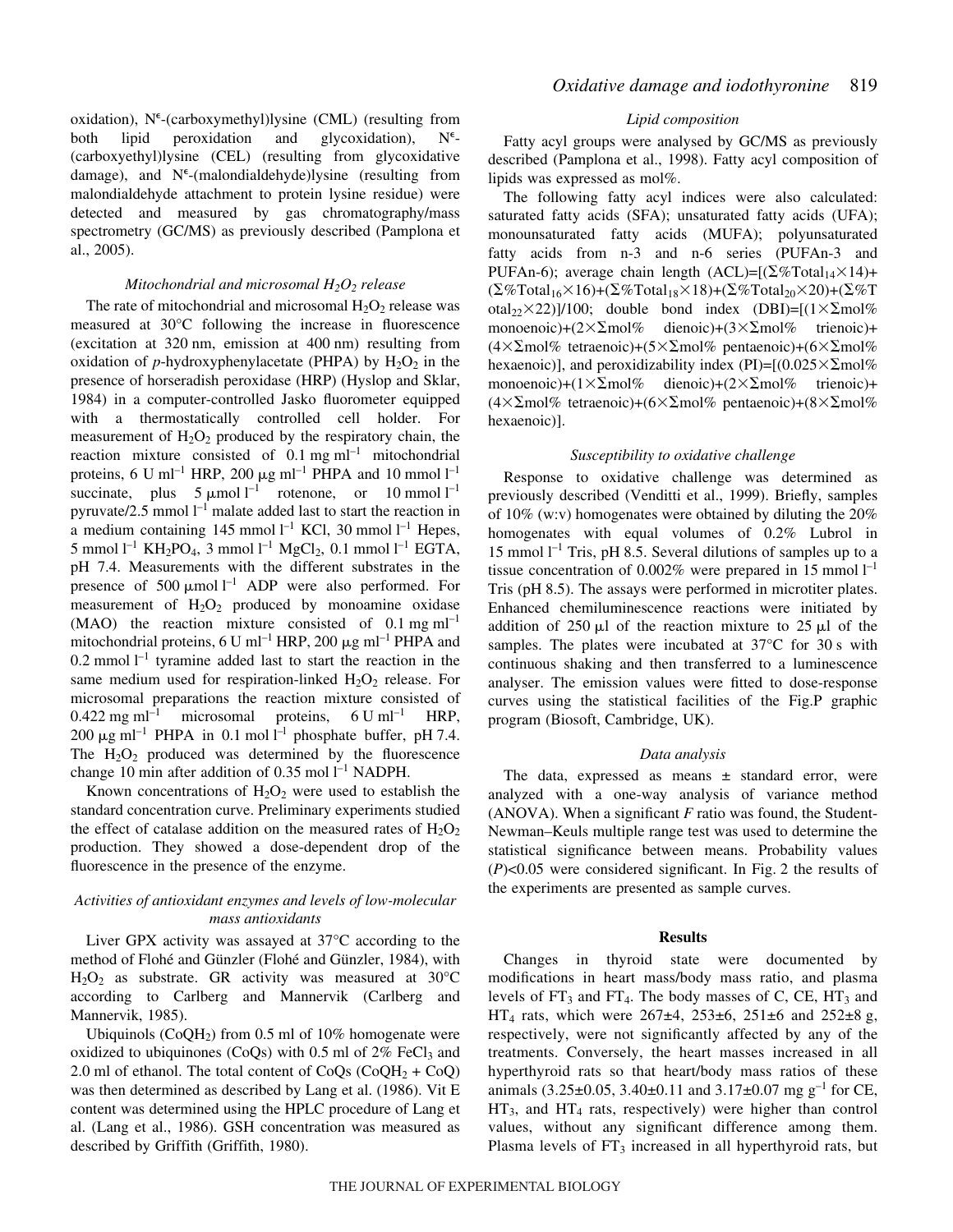oxidation), $N^{\epsilon}$-(carboxymethyl)lysine (CML) (resulting from both lipid peroxidation and glycoxidation), $N^{\epsilon}$-(carboxyethyl)lysine (CEL) (resulting from glycoxidative damage), and $N^{\epsilon}$-(malondialdehyde)lysine (resulting from malondialdehyde attachment to protein lysine residue) were detected and measured by gas chromatography/mass spectrometry (GC/MS) as previously described (Pamplona et al., 2005).

### *Mitochondrial and microsomal $H_2O_2$ release*

The rate of mitochondrial and microsomal $H_2O_2$ release was measured at 30°C following the increase in fluorescence (excitation at 320 nm, emission at 400 nm) resulting from oxidation of *p*-hydroxyphenylacetate (PHPA) by $H_2O_2$ in the presence of horseradish peroxidase (HRP) (Hyslop and Sklar, 1984) in a computer-controlled Jasko fluorometer equipped with a thermostatically controlled cell holder. For measurement of $H_2O_2$ produced by the respiratory chain, the reaction mixture consisted of 0.1 mg $ml^{-1}$ mitochondrial proteins, 6 U $ml^{-1}$ HRP, 200 μg $ml^{-1}$ PHPA and 10 mmol $l^{-1}$ succinate, plus 5 μmol $l^{-1}$ rotenone, or 10 mmol $l^{-1}$ pyruvate/2.5 mmol $l^{-1}$ malate added last to start the reaction in a medium containing 145 mmol $l^{-1}$ KCl, 30 mmol $l^{-1}$ Hepes, 5 mmol $l^{-1}$ $KH_2PO_4$, 3 mmol $l^{-1}$ $MgCl_2$, 0.1 mmol $l^{-1}$ EGTA, pH 7.4. Measurements with the different substrates in the presence of 500 μmol $l^{-1}$ ADP were also performed. For measurement of $H_2O_2$ produced by monoamine oxidase (MAO) the reaction mixture consisted of 0.1 mg $ml^{-1}$ mitochondrial proteins, 6 U $ml^{-1}$ HRP, 200 μg $ml^{-1}$ PHPA and 0.2 mmol $l^{-1}$ tyramine added last to start the reaction in the same medium used for respiration-linked $H_2O_2$ release. For microsomal preparations the reaction mixture consisted of 0.422 mg $ml^{-1}$ microsomal proteins, 6 U $ml^{-1}$ HRP, 200 μg $ml^{-1}$ PHPA in 0.1 mol $l^{-1}$ phosphate buffer, pH 7.4. The $H_2O_2$ produced was determined by the fluorescence change 10 min after addition of 0.35 mol $l^{-1}$ NADPH.

Known concentrations of $H_2O_2$ were used to establish the standard concentration curve. Preliminary experiments studied the effect of catalase addition on the measured rates of $H_2O_2$ production. They showed a dose-dependent drop of the fluorescence in the presence of the enzyme.

### *Activities of antioxidant enzymes and levels of low-molecular mass antioxidants*

Liver GPX activity was assayed at 37°C according to the method of Flohé and Günzler (Flohé and Günzler, 1984), with $H_2O_2$ as substrate. GR activity was measured at 30°C according to Carlberg and Mannervik (Carlberg and Mannervik, 1985).

Ubiquinols ($CoQH_2$) from 0.5 ml of 10% homogenate were oxidized to ubiquinones (CoQs) with 0.5 ml of 2% $FeCl_3$ and 2.0 ml of ethanol. The total content of CoQs ($CoQH_2$ + CoQ) was then determined as described by Lang et al. (1986). Vit E content was determined using the HPLC procedure of Lang et al. (Lang et al., 1986). GSH concentration was measured as described by Griffith (Griffith, 1980).

### *Lipid composition*

Fatty acyl groups were analysed by GC/MS as previously described (Pamplona et al., 1998). Fatty acyl composition of lipids was expressed as mol%.

The following fatty acyl indices were also calculated: saturated fatty acids (SFA); unsaturated fatty acids (UFA); monounsaturated fatty acids (MUFA); polyunsaturated fatty acids from n-3 and n-6 series (PUFAn-3 and PUFAn-6); average chain length (ACL)=$[(\Sigma\%Total_{14}\times14)+(\Sigma\%Total_{16}\times16)+(\Sigma\%Total_{18}\times18)+(\Sigma\%Total_{20}\times20)+(\Sigma\%Total_{22}\times22)]/100$; double bond index (DBI)=$[(1\times\Sigma mol\%\ monoenoic)+(2\times\Sigma mol\%\ dienoic)+(3\times\Sigma mol\%\ trienoic)+(4\times\Sigma mol\%\ tetraenoic)+(5\times\Sigma mol\%\ pentaenoic)+(6\times\Sigma mol\%\ hexaenoic)]$, and peroxidizability index (PI)=$[(0.025\times\Sigma mol\%\ monoenoic)+(1\times\Sigma mol\%\ dienoic)+(2\times\Sigma mol\%\ trienoic)+(4\times\Sigma mol\%\ tetraenoic)+(6\times\Sigma mol\%\ pentaenoic)+(8\times\Sigma mol\%\ hexaenoic)]$.

### *Susceptibility to oxidative challenge*

Response to oxidative challenge was determined as previously described (Venditti et al., 1999). Briefly, samples of 10% (w:v) homogenates were obtained by diluting the 20% homogenates with equal volumes of 0.2% Lubrol in 15 mmol $l^{-1}$ Tris, pH 8.5. Several dilutions of samples up to a tissue concentration of 0.002% were prepared in 15 mmol $l^{-1}$ Tris (pH 8.5). The assays were performed in microtiter plates. Enhanced chemiluminescence reactions were initiated by addition of 250 μl of the reaction mixture to 25 μl of the samples. The plates were incubated at 37°C for 30 s with continuous shaking and then transferred to a luminescence analyser. The emission values were fitted to dose-response curves using the statistical facilities of the Fig.P graphic program (Biosoft, Cambridge, UK).

### *Data analysis*

The data, expressed as means ± standard error, were analyzed with a one-way analysis of variance method (ANOVA). When a significant *F* ratio was found, the Student-Newman–Keuls multiple range test was used to determine the statistical significance between means. Probability values ($P<0.05$) were considered significant. In Fig. 2 the results of the experiments are presented as sample curves.

## Results

Changes in thyroid state were documented by modifications in heart mass/body mass ratio, and plasma levels of $FT_3$ and $FT_4$. The body masses of C, CE, $HT_3$ and $HT_4$ rats, which were 267±4, 253±6, 251±6 and 252±8 g, respectively, were not significantly affected by any of the treatments. Conversely, the heart masses increased in all hyperthyroid rats so that heart/body mass ratios of these animals (3.25±0.05, 3.40±0.11 and 3.17±0.07 mg $g^{-1}$ for CE, $HT_3$, and $HT_4$ rats, respectively) were higher than control values, without any significant difference among them. Plasma levels of $FT_3$ increased in all hyperthyroid rats, but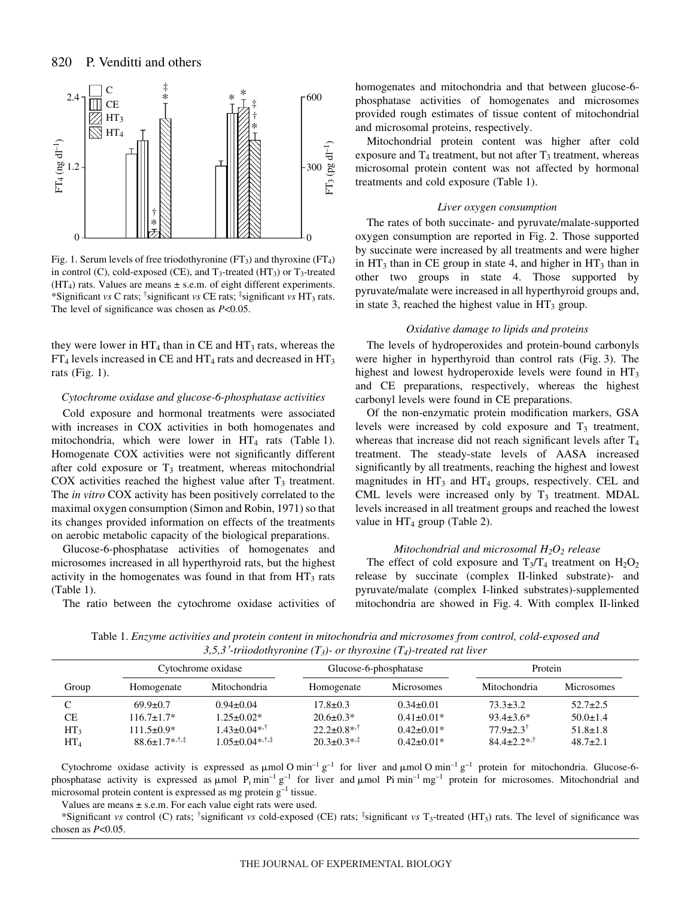Fig. 1. Serum levels of free triiodothyronine ($FT_3$) and thyroxine ($FT_4$) in control (C), cold-exposed (CE), and $T_3$-treated ($HT_3$) or $T_3$-treated ($HT_4$) rats. Values are means ± s.e.m. of eight different experiments. *Significant *vs* C rats; †significant *vs* CE rats; ‡significant *vs* $HT_3$ rats. The level of significance was chosen as $P<0.05$.

they were lower in $HT_4$ than in CE and $HT_3$ rats, whereas the $FT_4$ levels increased in CE and $HT_4$ rats and decreased in $HT_3$ rats (Fig. 1).

### *Cytochrome oxidase and glucose-6-phosphatase activities*

Cold exposure and hormonal treatments were associated with increases in COX activities in both homogenates and mitochondria, which were lower in $HT_4$ rats (Table 1). Homogenate COX activities were not significantly different after cold exposure or $T_3$ treatment, whereas mitochondrial COX activities reached the highest value after $T_3$ treatment. The *in vitro* COX activity has been positively correlated to the maximal oxygen consumption (Simon and Robin, 1971) so that its changes provided information on effects of the treatments on aerobic metabolic capacity of the biological preparations.

Glucose-6-phosphatase activities of homogenates and microsomes increased in all hyperthyroid rats, but the highest activity in the homogenates was found in that from $HT_3$ rats (Table 1).

The ratio between the cytochrome oxidase activities of homogenates and mitochondria and that between glucose-6-phosphatase activities of homogenates and microsomes provided rough estimates of tissue content of mitochondrial and microsomal proteins, respectively.

Mitochondrial protein content was higher after cold exposure and $T_4$ treatment, but not after $T_3$ treatment, whereas microsomal protein content was not affected by hormonal treatments and cold exposure (Table 1).

### *Liver oxygen consumption*

The rates of both succinate- and pyruvate/malate-supported oxygen consumption are reported in Fig. 2. Those supported by succinate were increased by all treatments and were higher in $HT_3$ than in CE group in state 4, and higher in $HT_3$ than in other two groups in state 4. Those supported by pyruvate/malate were increased in all hyperthyroid groups and, in state 3, reached the highest value in $HT_3$ group.

### *Oxidative damage to lipids and proteins*

The levels of hydroperoxides and protein-bound carbonyls were higher in hyperthyroid than control rats (Fig. 3). The highest and lowest hydroperoxide levels were found in $HT_3$ and CE preparations, respectively, whereas the highest carbonyl levels were found in CE preparations.

Of the non-enzymatic protein modification markers, GSA levels were increased by cold exposure and $T_3$ treatment, whereas that increase did not reach significant levels after $T_4$ treatment. The steady-state levels of AASA increased significantly by all treatments, reaching the highest and lowest magnitudes in $HT_3$ and $HT_4$ groups, respectively. CEL and CML levels were increased only by $T_3$ treatment. MDAL levels increased in all treatment groups and reached the lowest value in $HT_4$ group (Table 2).

### *Mitochondrial and microsomal $H_2O_2$ release*

The effect of cold exposure and $T_3/T_4$ treatment on $H_2O_2$ release by succinate (complex II-linked substrate)- and pyruvate/malate (complex I-linked substrates)-supplemented mitochondria are showed in Fig. 4. With complex II-linked

Table 1. *Enzyme activities and protein content in mitochondria and microsomes from control, cold-exposed and 3,5,3′-triiodothyronine ($T_3$)- or thyroxine ($T_4$)-treated rat liver*

| | Cytochrome oxidase | | Glucose-6-phosphatase | | Protein | |
|---|---|---|---|---|---|---|
| Group | Homogenate | Mitochondria | Homogenate | Microsomes | Mitochondria | Microsomes |
| C | 69.9±0.7 | 0.94±0.04 | 17.8±0.3 | 0.34±0.01 | 73.3±3.2 | 52.7±2.5 |
| CE | 116.7±1.7* | 1.25±0.02* | 20.6±0.3* | 0.41±0.01* | 93.4±3.6* | 50.0±1.4 |
| $HT_3$ | 111.5±0.9* | 1.43±0.04*,† | 22.2±0.8*,† | 0.42±0.01* | 77.9±2.3† | 51.8±1.8 |
| $HT_4$ | 88.6±1.7*,†,‡ | 1.05±0.04*,†,‡ | 20.3±0.3*,‡ | 0.42±0.01* | 84.4±2.2*,† | 48.7±2.1 |

Cytochrome oxidase activity is expressed as μmol O $min^{-1}$ $g^{-1}$ for liver and μmol O $min^{-1}$ $g^{-1}$ protein for mitochondria. Glucose-6-phosphatase activity is expressed as μmol $P_i$ $min^{-1}$ $g^{-1}$ for liver and μmol Pi $min^{-1}$ $mg^{-1}$ protein for microsomes. Mitochondrial and microsomal protein content is expressed as mg protein $g^{-1}$ tissue.

Values are means ± s.e.m. For each value eight rats were used.

*Significant *vs* control (C) rats; †significant *vs* cold-exposed (CE) rats; ‡significant *vs* $T_3$-treated ($HT_3$) rats. The level of significance was chosen as $P<0.05$.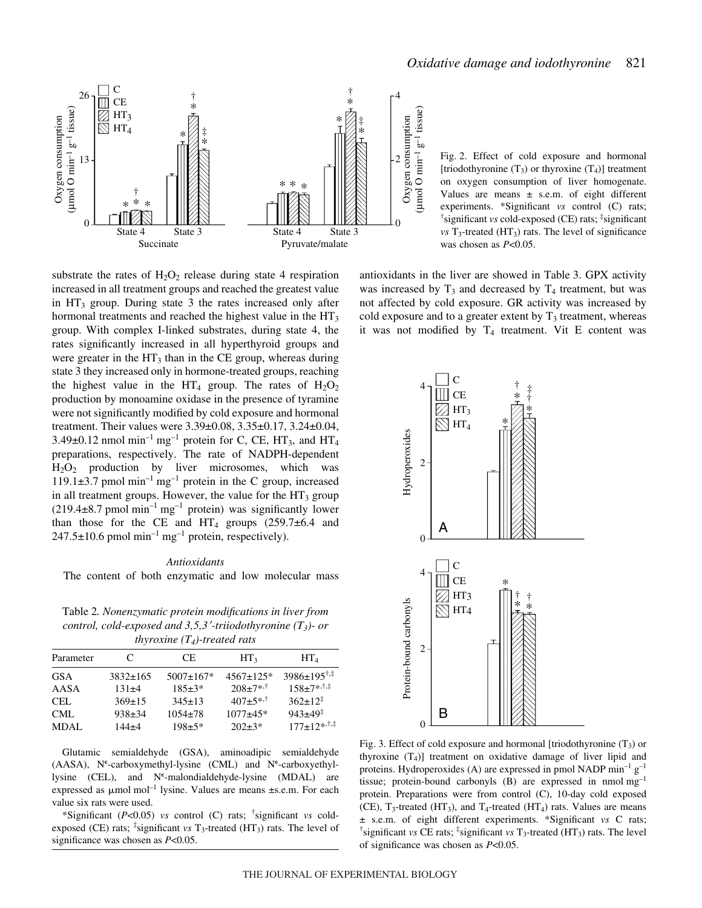Fig. 2. Effect of cold exposure and hormonal [triodothyronine ($T_3$) or thyroxine ($T_4$)] treatment on oxygen consumption of liver homogenate. Values are means ± s.e.m. of eight different experiments. *Significant *vs* control (C) rats; †significant *vs* cold-exposed (CE) rats; ‡significant *vs* $T_3$-treated ($HT_3$) rats. The level of significance was chosen as $P<0.05$.

substrate the rates of $H_2O_2$ release during state 4 respiration increased in all treatment groups and reached the greatest value in $HT_3$ group. During state 3 the rates increased only after hormonal treatments and reached the highest value in the $HT_3$ group. With complex I-linked substrates, during state 4, the rates significantly increased in all hyperthyroid groups and were greater in the $HT_3$ than in the CE group, whereas during state 3 they increased only in hormone-treated groups, reaching the highest value in the $HT_4$ group. The rates of $H_2O_2$ production by monoamine oxidase in the presence of tyramine were not significantly modified by cold exposure and hormonal treatment. Their values were 3.39±0.08, 3.35±0.17, 3.24±0.04, 3.49±0.12 nmol $min^{-1}$ $mg^{-1}$ protein for C, CE, $HT_3$, and $HT_4$ preparations, respectively. The rate of NADPH-dependent $H_2O_2$ production by liver microsomes, which was 119.1±3.7 pmol $min^{-1}$ $mg^{-1}$ protein in the C group, increased in all treatment groups. However, the value for the $HT_3$ group (219.4±8.7 pmol $min^{-1}$ $mg^{-1}$ protein) was significantly lower than those for the CE and $HT_4$ groups (259.7±6.4 and 247.5±10.6 pmol $min^{-1}$ $mg^{-1}$ protein, respectively).

### *Antioxidants*

The content of both enzymatic and low molecular mass antioxidants in the liver are showed in Table 3. GPX activity was increased by $T_3$ and decreased by $T_4$ treatment, but was not affected by cold exposure. GR activity was increased by cold exposure and to a greater extent by $T_3$ treatment, whereas it was not modified by $T_4$ treatment. Vit E content was

Table 2. *Nonenzymatic protein modifications in liver from control, cold-exposed and 3,5,3′-triiodothyronine ($T_3$)- or thyroxine ($T_4$)-treated rats*

| Parameter | C | CE | $HT_3$ | $HT_4$ |
|---|---|---|---|---|
| GSA | 3832±165 | 5007±167* | 4567±125* | 3986±195†,‡ |
| AASA | 131±4 | 185±3* | 208±7*,† | 158±7*,†,‡ |
| CEL | 369±15 | 345±13 | 407±5*,† | 362±12‡ |
| CML | 938±34 | 1054±78 | 1077±45* | 943±49‡ |
| MDAL | 144±4 | 198±5* | 202±3* | 177±12*,†,‡ |

Glutamic semialdehyde (GSA), aminoadipic semialdehyde (AASA), $N^{\epsilon}$-carboxymethyl-lysine (CML) and $N^{\epsilon}$-carboxyethyl-lysine (CEL), and $N^{\epsilon}$-malondialdehyde-lysine (MDAL) are expressed as µmol $mol^{-1}$ lysine. Values are means ±s.e.m. For each value six rats were used.

*Significant ($P<0.05$) *vs* control (C) rats; †significant *vs* cold-exposed (CE) rats; ‡significant *vs* $T_3$-treated ($HT_3$) rats. The level of significance was chosen as $P<0.05$.

Fig. 3. Effect of cold exposure and hormonal [triodothyronine ($T_3$) or thyroxine ($T_4$)] treatment on oxidative damage of liver lipid and proteins. Hydroperoxides (A) are expressed in pmol NADP $min^{-1}$ $g^{-1}$ tissue; protein-bound carbonyls (B) are expressed in nmol $mg^{-1}$ protein. Preparations were from control (C), 10-day cold exposed (CE), $T_3$-treated ($HT_3$), and $T_4$-treated ($HT_4$) rats. Values are means ± s.e.m. of eight different experiments. *Significant *vs* C rats; †significant *vs* CE rats; ‡significant *vs* $T_3$-treated ($HT_3$) rats. The level of significance was chosen as $P<0.05$.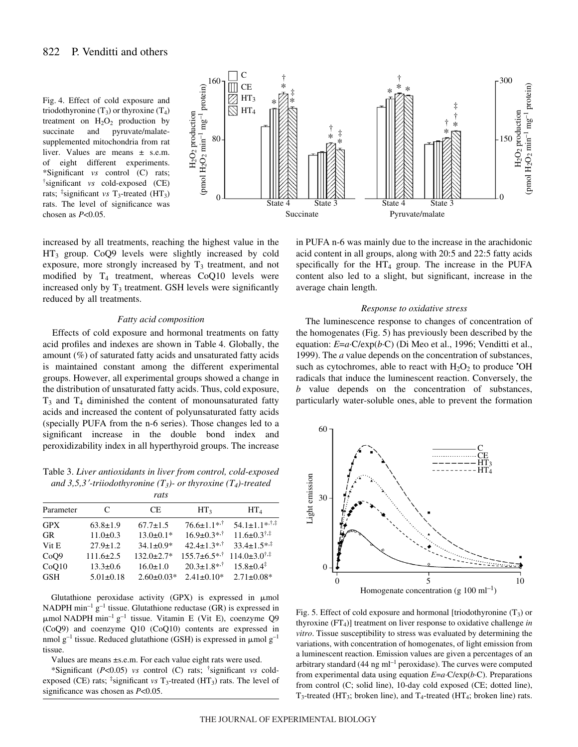Fig. 4. Effect of cold exposure and triodothyronine ($T_3$) or thyroxine ($T_4$) treatment on $H_2O_2$ production by succinate and pyruvate/malate-supplemented mitochondria from rat liver. Values are means ± s.e.m. of eight different experiments. *Significant *vs* control (C) rats; †significant *vs* cold-exposed (CE) rats; ‡significant *vs* $T_3$-treated ($HT_3$) rats. The level of significance was chosen as $P<0.05$.

increased by all treatments, reaching the highest value in the $HT_3$ group. CoQ9 levels were slightly increased by cold exposure, more strongly increased by $T_3$ treatment, and not modified by $T_4$ treatment, whereas CoQ10 levels were increased only by $T_3$ treatment. GSH levels were significantly reduced by all treatments.

### *Fatty acid composition*

Effects of cold exposure and hormonal treatments on fatty acid profiles and indexes are shown in Table 4. Globally, the amount (%) of saturated fatty acids and unsaturated fatty acids is maintained constant among the different experimental groups. However, all experimental groups showed a change in the distribution of unsaturated fatty acids. Thus, cold exposure, $T_3$ and $T_4$ diminished the content of monounsaturated fatty acids and increased the content of polyunsaturated fatty acids (specially PUFA from the n-6 series). Those changes led to a significant increase in the double bond index and peroxidizability index in all hyperthyroid groups. The increase

Table 3. *Liver antioxidants in liver from control, cold-exposed and 3,5,3′-triiodothyronine ($T_3$)- or thyroxine ($T_4$)-treated rats*

| Parameter | C | CE | $HT_3$ | $HT_4$ |
|---|---|---|---|---|
| GPX | 63.8±1.9 | 67.7±1.5 | 76.6±1.1*,† | 54.1±1.1*,†,‡ |
| GR | 11.0±0.3 | 13.0±0.1* | 16.9±0.3*,† | 11.6±0.3†,‡ |
| Vit E | 27.9±1.2 | 34.1±0.9* | 42.4±1.3*,† | 33.4±1.5*,‡ |
| CoQ9 | 111.6±2.5 | 132.0±2.7* | 155.7±6.5*,† | 114.0±3.0†,‡ |
| CoQ10 | 13.3±0.6 | 16.0±1.0 | 20.3±1.8*,† | 15.8±0.4‡ |
| GSH | 5.01±0.18 | 2.60±0.03* | 2.41±0.10* | 2.71±0.08* |

Glutathione peroxidase activity (GPX) is expressed in μmol NADPH $min^{-1}$ $g^{-1}$ tissue. Glutathione reductase (GR) is expressed in μmol NADPH $min^{-1}$ $g^{-1}$ tissue. Vitamin E (Vit E), coenzyme Q9 (CoQ9) and coenzyme Q10 (CoQ10) contents are expressed in nmol $g^{-1}$ tissue. Reduced glutathione (GSH) is expressed in μmol $g^{-1}$ tissue.

Values are means ±s.e.m. For each value eight rats were used.

*Significant ($P<0.05$) *vs* control (C) rats; †significant *vs* cold-exposed (CE) rats; ‡significant *vs* $T_3$-treated ($HT_3$) rats. The level of significance was chosen as $P<0.05$.

in PUFA n-6 was mainly due to the increase in the arachidonic acid content in all groups, along with 20:5 and 22:5 fatty acids specifically for the $HT_4$ group. The increase in the PUFA content also led to a slight, but significant, increase in the average chain length.

### *Response to oxidative stress*

The luminescence response to changes of concentration of the homogenates (Fig. 5) has previously been described by the equation: $E=a{\cdot}C/\exp(b{\cdot}C)$ (Di Meo et al., 1996; Venditti et al., 1999). The *a* value depends on the concentration of substances, such as cytochromes, able to react with $H_2O_2$ to produce $^{\bullet}OH$ radicals that induce the luminescent reaction. Conversely, the *b* value depends on the concentration of substances, particularly water-soluble ones, able to prevent the formation

Fig. 5. Effect of cold exposure and hormonal [triodothyronine ($T_3$) or thyroxine ($FT_4$)] treatment on liver response to oxidative challenge *in vitro*. Tissue susceptibility to stress was evaluated by determining the variations, with concentration of homogenates, of light emission from a luminescent reaction. Emission values are given a percentages of an arbitrary standard (44 ng $ml^{-1}$ peroxidase). The curves were computed from experimental data using equation $E=a{\cdot}C/\exp(b{\cdot}C)$. Preparations from control (C; solid line), 10-day cold exposed (CE; dotted line), $T_3$-treated ($HT_3$; broken line), and $T_4$-treated ($HT_4$; broken line) rats.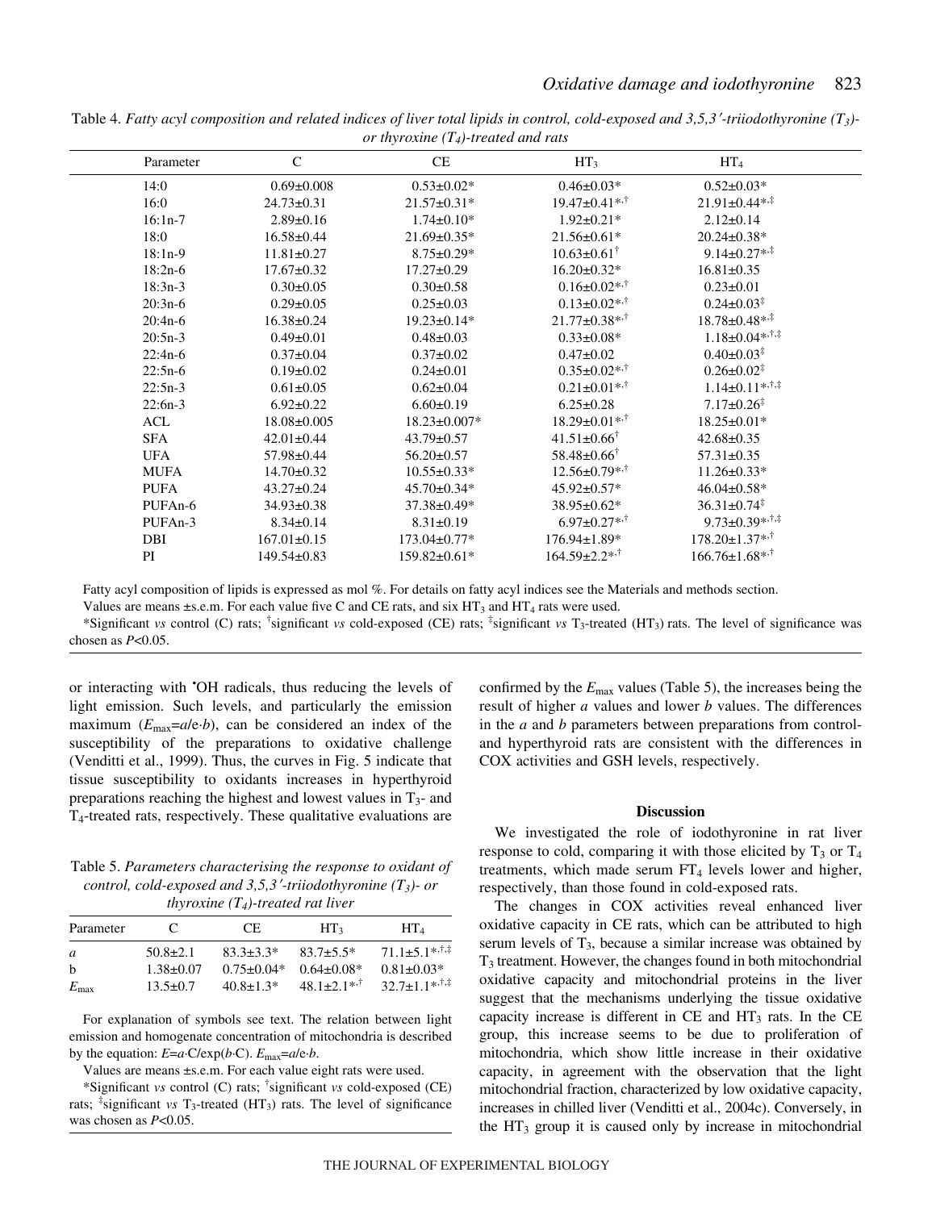Table 4. *Fatty acyl composition and related indices of liver total lipids in control, cold-exposed and 3,5,3′-triiodothyronine ($T_3$)- or thyroxine ($T_4$)-treated and rats*

| Parameter | C | CE | $HT_3$ | $HT_4$ |
|---|---|---|---|---|
| 14:0 | 0.69±0.008 | 0.53±0.02* | 0.46±0.03* | 0.52±0.03* |
| 16:0 | 24.73±0.31 | 21.57±0.31* | 19.47±0.41*,† | 21.91±0.44*,‡ |
| 16:1n-7 | 2.89±0.16 | 1.74±0.10* | 1.92±0.21* | 2.12±0.14 |
| 18:0 | 16.58±0.44 | 21.69±0.35* | 21.56±0.61* | 20.24±0.38* |
| 18:1n-9 | 11.81±0.27 | 8.75±0.29* | 10.63±0.61† | 9.14±0.27*,‡ |
| 18:2n-6 | 17.67±0.32 | 17.27±0.29 | 16.20±0.32* | 16.81±0.35 |
| 18:3n-3 | 0.30±0.05 | 0.30±0.58 | 0.16±0.02*,† | 0.23±0.01 |
| 20:3n-6 | 0.29±0.05 | 0.25±0.03 | 0.13±0.02*,† | 0.24±0.03‡ |
| 20:4n-6 | 16.38±0.24 | 19.23±0.14* | 21.77±0.38*,† | 18.78±0.48*,‡ |
| 20:5n-3 | 0.49±0.01 | 0.48±0.03 | 0.33±0.08* | 1.18±0.04*,†,‡ |
| 22:4n-6 | 0.37±0.04 | 0.37±0.02 | 0.47±0.02 | 0.40±0.03‡ |
| 22:5n-6 | 0.19±0.02 | 0.24±0.01 | 0.35±0.02*,† | 0.26±0.02‡ |
| 22:5n-3 | 0.61±0.05 | 0.62±0.04 | 0.21±0.01*,† | 1.14±0.11*,†,‡ |
| 22:6n-3 | 6.92±0.22 | 6.60±0.19 | 6.25±0.28 | 7.17±0.26‡ |
| ACL | 18.08±0.005 | 18.23±0.007* | 18.29±0.01*,† | 18.25±0.01* |
| SFA | 42.01±0.44 | 43.79±0.57 | 41.51±0.66† | 42.68±0.35 |
| UFA | 57.98±0.44 | 56.20±0.57 | 58.48±0.66† | 57.31±0.35 |
| MUFA | 14.70±0.32 | 10.55±0.33* | 12.56±0.79*,† | 11.26±0.33* |
| PUFA | 43.27±0.24 | 45.70±0.34* | 45.92±0.57* | 46.04±0.58* |
| PUFAn-6 | 34.93±0.38 | 37.38±0.49* | 38.95±0.62* | 36.31±0.74‡ |
| PUFAn-3 | 8.34±0.14 | 8.31±0.19 | 6.97±0.27*,† | 9.73±0.39*,†,‡ |
| DBI | 167.01±0.15 | 173.04±0.77* | 176.94±1.89* | 178.20±1.37*,† |
| PI | 149.54±0.83 | 159.82±0.61* | 164.59±2.2*,† | 166.76±1.68*,† |

Fatty acyl composition of lipids is expressed as mol %. For details on fatty acyl indices see the Materials and methods section.

Values are means ±s.e.m. For each value five C and CE rats, and six $HT_3$ and $HT_4$ rats were used.

*Significant *vs* control (C) rats; †significant *vs* cold-exposed (CE) rats; ‡significant *vs* $T_3$-treated ($HT_3$) rats. The level of significance was chosen as $P<0.05$.

or interacting with •OH radicals, thus reducing the levels of light emission. Such levels, and particularly the emission maximum ($E_{max}=a/e\cdot b$), can be considered an index of the susceptibility of the preparations to oxidative challenge (Venditti et al., 1999). Thus, the curves in Fig. 5 indicate that tissue susceptibility to oxidants increases in hyperthyroid preparations reaching the highest and lowest values in $T_3$- and $T_4$-treated rats, respectively. These qualitative evaluations are confirmed by the $E_{max}$ values (Table 5), the increases being the result of higher *a* values and lower *b* values. The differences in the *a* and *b* parameters between preparations from control- and hyperthyroid rats are consistent with the differences in COX activities and GSH levels, respectively.

Table 5. *Parameters characterising the response to oxidant of control, cold-exposed and 3,5,3′-triiodothyronine ($T_3$)- or thyroxine ($T_4$)-treated rat liver*

| Parameter | C | CE | $HT_3$ | $HT_4$ |
|---|---|---|---|---|
| *a* | 50.8±2.1 | 83.3±3.3* | 83.7±5.5* | 71.1±5.1*,†,‡ |
| b | 1.38±0.07 | 0.75±0.04* | 0.64±0.08* | 0.81±0.03* |
| $E_{max}$ | 13.5±0.7 | 40.8±1.3* | 48.1±2.1*,† | 32.7±1.1*,†,‡ |

For explanation of symbols see text. The relation between light emission and homogenate concentration of mitochondria is described by the equation: $E=a\cdot C/\exp(b\cdot C)$. $E_{max}=a/e\cdot b$.

Values are means ±s.e.m. For each value eight rats were used.

*Significant *vs* control (C) rats; †significant *vs* cold-exposed (CE) rats; ‡significant *vs* $T_3$-treated ($HT_3$) rats. The level of significance was chosen as $P<0.05$.

## Discussion

We investigated the role of iodothyronine in rat liver response to cold, comparing it with those elicited by $T_3$ or $T_4$ treatments, which made serum $FT_4$ levels lower and higher, respectively, than those found in cold-exposed rats.

The changes in COX activities reveal enhanced liver oxidative capacity in CE rats, which can be attributed to high serum levels of $T_3$, because a similar increase was obtained by $T_3$ treatment. However, the changes found in both mitochondrial oxidative capacity and mitochondrial proteins in the liver suggest that the mechanisms underlying the tissue oxidative capacity increase is different in CE and $HT_3$ rats. In the CE group, this increase seems to be due to proliferation of mitochondria, which show little increase in their oxidative capacity, in agreement with the observation that the light mitochondrial fraction, characterized by low oxidative capacity, increases in chilled liver (Venditti et al., 2004c). Conversely, in the $HT_3$ group it is caused only by increase in mitochondrial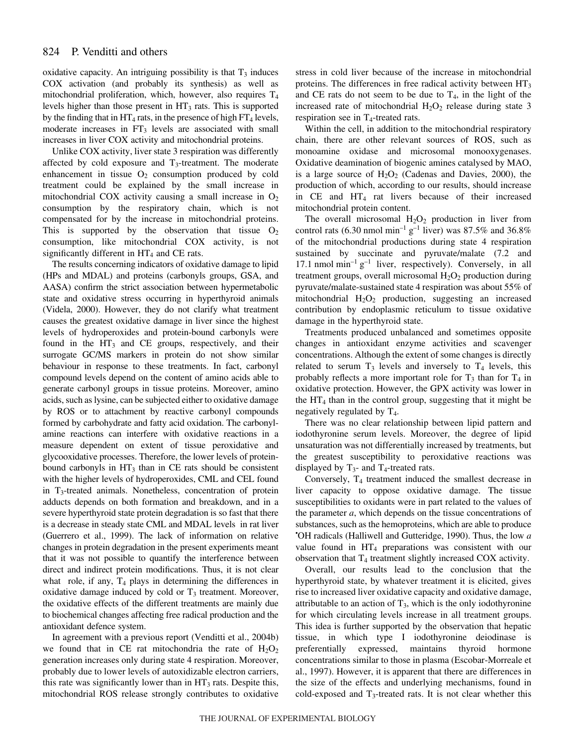oxidative capacity. An intriguing possibility is that $T_3$ induces COX activation (and probably its synthesis) as well as mitochondrial proliferation, which, however, also requires $T_4$ levels higher than those present in $HT_3$ rats. This is supported by the finding that in $HT_4$ rats, in the presence of high $FT_4$ levels, moderate increases in $FT_3$ levels are associated with small increases in liver COX activity and mitochondrial proteins.

Unlike COX activity, liver state 3 respiration was differently affected by cold exposure and $T_3$-treatment. The moderate enhancement in tissue $O_2$ consumption produced by cold treatment could be explained by the small increase in mitochondrial COX activity causing a small increase in $O_2$ consumption by the respiratory chain, which is not compensated for by the increase in mitochondrial proteins. This is supported by the observation that tissue $O_2$ consumption, like mitochondrial COX activity, is not significantly different in $HT_4$ and CE rats.

The results concerning indicators of oxidative damage to lipid (HPs and MDAL) and proteins (carbonyls groups, GSA, and AASA) confirm the strict association between hypermetabolic state and oxidative stress occurring in hyperthyroid animals (Videla, 2000). However, they do not clarify what treatment causes the greatest oxidative damage in liver since the highest levels of hydroperoxides and protein-bound carbonyls were found in the $HT_3$ and CE groups, respectively, and their surrogate GC/MS markers in protein do not show similar behaviour in response to these treatments. In fact, carbonyl compound levels depend on the content of amino acids able to generate carbonyl groups in tissue proteins. Moreover, amino acids, such as lysine, can be subjected either to oxidative damage by ROS or to attachment by reactive carbonyl compounds formed by carbohydrate and fatty acid oxidation. The carbonyl-amine reactions can interfere with oxidative reactions in a measure dependent on extent of tissue peroxidative and glycooxidative processes. Therefore, the lower levels of protein-bound carbonyls in $HT_3$ than in CE rats should be consistent with the higher levels of hydroperoxides, CML and CEL found in $T_3$-treated animals. Nonetheless, concentration of protein adducts depends on both formation and breakdown, and in a severe hyperthyroid state protein degradation is so fast that there is a decrease in steady state CML and MDAL levels in rat liver (Guerrero et al., 1999). The lack of information on relative changes in protein degradation in the present experiments meant that it was not possible to quantify the interference between direct and indirect protein modifications. Thus, it is not clear what role, if any, $T_4$ plays in determining the differences in oxidative damage induced by cold or $T_3$ treatment. Moreover, the oxidative effects of the different treatments are mainly due to biochemical changes affecting free radical production and the antioxidant defence system.

In agreement with a previous report (Venditti et al., 2004b) we found that in CE rat mitochondria the rate of $H_2O_2$ generation increases only during state 4 respiration. Moreover, probably due to lower levels of autoxidizable electron carriers, this rate was significantly lower than in $HT_3$ rats. Despite this, mitochondrial ROS release strongly contributes to oxidative stress in cold liver because of the increase in mitochondrial proteins. The differences in free radical activity between $HT_3$ and CE rats do not seem to be due to $T_4$, in the light of the increased rate of mitochondrial $H_2O_2$ release during state 3 respiration see in $T_4$-treated rats.

Within the cell, in addition to the mitochondrial respiratory chain, there are other relevant sources of ROS, such as monoamine oxidase and microsomal monooxygenases. Oxidative deamination of biogenic amines catalysed by MAO, is a large source of $H_2O_2$ (Cadenas and Davies, 2000), the production of which, according to our results, should increase in CE and $HT_4$ rat livers because of their increased mitochondrial protein content.

The overall microsomal $H_2O_2$ production in liver from control rats (6.30 nmol $min^{-1}$ $g^{-1}$ liver) was 87.5% and 36.8% of the mitochondrial productions during state 4 respiration sustained by succinate and pyruvate/malate (7.2 and 17.1 nmol $min^{-1}$ $g^{-1}$ liver, respectively). Conversely, in all treatment groups, overall microsomal $H_2O_2$ production during pyruvate/malate-sustained state 4 respiration was about 55% of mitochondrial $H_2O_2$ production, suggesting an increased contribution by endoplasmic reticulum to tissue oxidative damage in the hyperthyroid state.

Treatments produced unbalanced and sometimes opposite changes in antioxidant enzyme activities and scavenger concentrations. Although the extent of some changes is directly related to serum $T_3$ levels and inversely to $T_4$ levels, this probably reflects a more important role for $T_3$ than for $T_4$ in oxidative protection. However, the GPX activity was lower in the $HT_4$ than in the control group, suggesting that it might be negatively regulated by $T_4$.

There was no clear relationship between lipid pattern and iodothyronine serum levels. Moreover, the degree of lipid unsaturation was not differentially increased by treatments, but the greatest susceptibility to peroxidative reactions was displayed by $T_3$- and $T_4$-treated rats.

Conversely, $T_4$ treatment induced the smallest decrease in liver capacity to oppose oxidative damage. The tissue susceptibilities to oxidants were in part related to the values of the parameter *a*, which depends on the tissue concentrations of substances, such as the hemoproteins, which are able to produce $^{\bullet}OH$ radicals (Halliwell and Gutteridge, 1990). Thus, the low *a* value found in $HT_4$ preparations was consistent with our observation that $T_4$ treatment slightly increased COX activity.

Overall, our results lead to the conclusion that the hyperthyroid state, by whatever treatment it is elicited, gives rise to increased liver oxidative capacity and oxidative damage, attributable to an action of $T_3$, which is the only iodothyronine for which circulating levels increase in all treatment groups. This idea is further supported by the observation that hepatic tissue, in which type I iodothyronine deiodinase is preferentially expressed, maintains thyroid hormone concentrations similar to those in plasma (Escobar-Morreale et al., 1997). However, it is apparent that there are differences in the size of the effects and underlying mechanisms, found in cold-exposed and $T_3$-treated rats. It is not clear whether this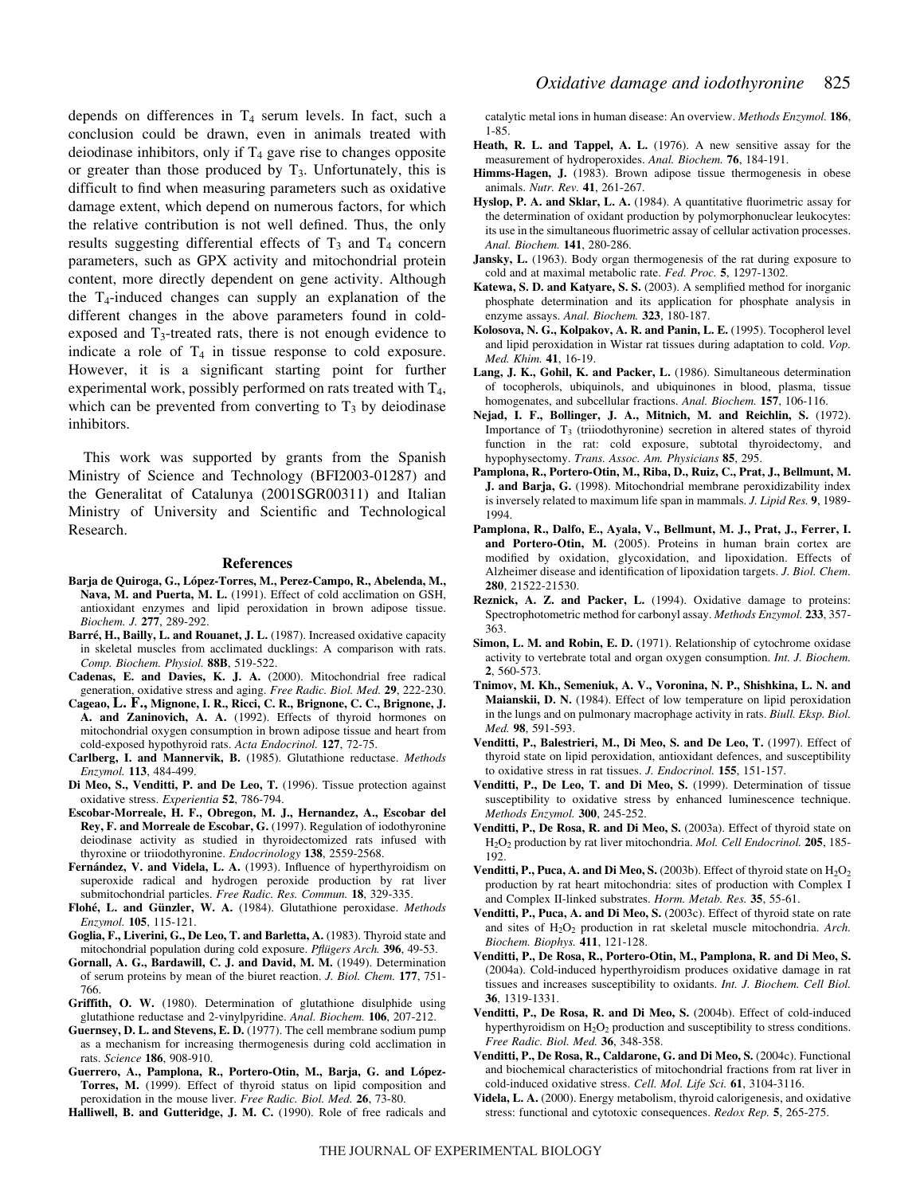depends on differences in $T_4$ serum levels. In fact, such a conclusion could be drawn, even in animals treated with deiodinase inhibitors, only if $T_4$ gave rise to changes opposite or greater than those produced by $T_3$. Unfortunately, this is difficult to find when measuring parameters such as oxidative damage extent, which depend on numerous factors, for which the relative contribution is not well defined. Thus, the only results suggesting differential effects of $T_3$ and $T_4$ concern parameters, such as GPX activity and mitochondrial protein content, more directly dependent on gene activity. Although the $T_4$-induced changes can supply an explanation of the different changes in the above parameters found in cold-exposed and $T_3$-treated rats, there is not enough evidence to indicate a role of $T_4$ in tissue response to cold exposure. However, it is a significant starting point for further experimental work, possibly performed on rats treated with $T_4$, which can be prevented from converting to $T_3$ by deiodinase inhibitors.

This work was supported by grants from the Spanish Ministry of Science and Technology (BFI2003-01287) and the Generalitat of Catalunya (2001SGR00311) and Italian Ministry of University and Scientific and Technological Research.

## References

**Barja de Quiroga, G., López-Torres, M., Perez-Campo, R., Abelenda, M., Nava, M. and Puerta, M. L.** (1991). Effect of cold acclimation on GSH, antioxidant enzymes and lipid peroxidation in brown adipose tissue. *Biochem. J.* **277**, 289-292.

**Barré, H., Bailly, L. and Rouanet, J. L.** (1987). Increased oxidative capacity in skeletal muscles from acclimated ducklings: A comparison with rats. *Comp. Biochem. Physiol.* **88B**, 519-522.

**Cadenas, E. and Davies, K. J. A.** (2000). Mitochondrial free radical generation, oxidative stress and aging. *Free Radic. Biol. Med.* **29**, 222-230.

**Cageao, L. F., Mignone, I. R., Ricci, C. R., Brignone, C. C., Brignone, J. A. and Zaninovich, A. A.** (1992). Effects of thyroid hormones on mitochondrial oxygen consumption in brown adipose tissue and heart from cold-exposed hypothyroid rats. *Acta Endocrinol.* **127**, 72-75.

**Carlberg, I. and Mannervik, B.** (1985). Glutathione reductase. *Methods Enzymol.* **113**, 484-499.

**Di Meo, S., Venditti, P. and De Leo, T.** (1996). Tissue protection against oxidative stress. *Experientia* **52**, 786-794.

**Escobar-Morreale, H. F., Obregon, M. J., Hernandez, A., Escobar del Rey, F. and Morreale de Escobar, G.** (1997). Regulation of iodothyronine deiodinase activity as studied in thyroidectomized rats infused with thyroxine or triiodothyronine. *Endocrinology* **138**, 2559-2568.

**Fernández, V. and Videla, L. A.** (1993). Influence of hyperthyroidism on superoxide radical and hydrogen peroxide production by rat liver submitochondrial particles. *Free Radic. Res. Commun.* **18**, 329-335.

**Flohé, L. and Günzler, W. A.** (1984). Glutathione peroxidase. *Methods Enzymol.* **105**, 115-121.

**Goglia, F., Liverini, G., De Leo, T. and Barletta, A.** (1983). Thyroid state and mitochondrial population during cold exposure. *Pflügers Arch.* **396**, 49-53.

**Gornall, A. G., Bardawill, C. J. and David, M. M.** (1949). Determination of serum proteins by mean of the biuret reaction. *J. Biol. Chem.* **177**, 751-766.

**Griffith, O. W.** (1980). Determination of glutathione disulphide using glutathione reductase and 2-vinylpyridine. *Anal. Biochem.* **106**, 207-212.

**Guernsey, D. L. and Stevens, E. D.** (1977). The cell membrane sodium pump as a mechanism for increasing thermogenesis during cold acclimation in rats. *Science* **186**, 908-910.

**Guerrero, A., Pamplona, R., Portero-Otin, M., Barja, G. and López-Torres, M.** (1999). Effect of thyroid status on lipid composition and peroxidation in the mouse liver. *Free Radic. Biol. Med.* **26**, 73-80.

**Halliwell, B. and Gutteridge, J. M. C.** (1990). Role of free radicals and catalytic metal ions in human disease: An overview. *Methods Enzymol.* **186**, 1-85.

**Heath, R. L. and Tappel, A. L.** (1976). A new sensitive assay for the measurement of hydroperoxides. *Anal. Biochem.* **76**, 184-191.

**Himms-Hagen, J.** (1983). Brown adipose tissue thermogenesis in obese animals. *Nutr. Rev.* **41**, 261-267.

**Hyslop, P. A. and Sklar, L. A.** (1984). A quantitative fluorimetric assay for the determination of oxidant production by polymorphonuclear leukocytes: its use in the simultaneous fluorimetric assay of cellular activation processes. *Anal. Biochem.* **141**, 280-286.

**Jansky, L.** (1963). Body organ thermogenesis of the rat during exposure to cold and at maximal metabolic rate. *Fed. Proc.* **5**, 1297-1302.

**Katewa, S. D. and Katyare, S. S.** (2003). A semplified method for inorganic phosphate determination and its application for phosphate analysis in enzyme assays. *Anal. Biochem.* **323**, 180-187.

**Kolosova, N. G., Kolpakov, A. R. and Panin, L. E.** (1995). Tocopherol level and lipid peroxidation in Wistar rat tissues during adaptation to cold. *Vop. Med. Khim.* **41**, 16-19.

**Lang, J. K., Gohil, K. and Packer, L.** (1986). Simultaneous determination of tocopherols, ubiquinols, and ubiquinones in blood, plasma, tissue homogenates, and subcellular fractions. *Anal. Biochem.* **157**, 106-116.

**Nejad, I. F., Bollinger, J. A., Mitnich, M. and Reichlin, S.** (1972). Importance of $T_3$ (triiodothyronine) secretion in altered states of thyroid function in the rat: cold exposure, subtotal thyroidectomy, and hypophysectomy. *Trans. Assoc. Am. Physicians* **85**, 295.

**Pamplona, R., Portero-Otin, M., Riba, D., Ruiz, C., Prat, J., Bellmunt, M. J. and Barja, G.** (1998). Mitochondrial membrane peroxidizability index is inversely related to maximum life span in mammals. *J. Lipid Res.* **9**, 1989-1994.

**Pamplona, R., Dalfo, E., Ayala, V., Bellmunt, M. J., Prat, J., Ferrer, I. and Portero-Otin, M.** (2005). Proteins in human brain cortex are modified by oxidation, glycoxidation, and lipoxidation. Effects of Alzheimer disease and identification of lipoxidation targets. *J. Biol. Chem.* **280**, 21522-21530.

**Reznick, A. Z. and Packer, L.** (1994). Oxidative damage to proteins: Spectrophotometric method for carbonyl assay. *Methods Enzymol.* **233**, 357-363.

**Simon, L. M. and Robin, E. D.** (1971). Relationship of cytochrome oxidase activity to vertebrate total and organ oxygen consumption. *Int. J. Biochem.* **2**, 560-573.

**Tnimov, M. Kh., Semeniuk, A. V., Voronina, N. P., Shishkina, L. N. and Maianskii, D. N.** (1984). Effect of low temperature on lipid peroxidation in the lungs and on pulmonary macrophage activity in rats. *Biull. Eksp. Biol. Med.* **98**, 591-593.

**Venditti, P., Balestrieri, M., Di Meo, S. and De Leo, T.** (1997). Effect of thyroid state on lipid peroxidation, antioxidant defences, and susceptibility to oxidative stress in rat tissues. *J. Endocrinol.* **155**, 151-157.

**Venditti, P., De Leo, T. and Di Meo, S.** (1999). Determination of tissue susceptibility to oxidative stress by enhanced luminescence technique. *Methods Enzymol.* **300**, 245-252.

**Venditti, P., De Rosa, R. and Di Meo, S.** (2003a). Effect of thyroid state on $H_2O_2$ production by rat liver mitochondria. *Mol. Cell Endocrinol.* **205**, 185-192.

**Venditti, P., Puca, A. and Di Meo, S.** (2003b). Effect of thyroid state on $H_2O_2$ production by rat heart mitochondria: sites of production with Complex I and Complex II-linked substrates. *Horm. Metab. Res.* **35**, 55-61.

**Venditti, P., Puca, A. and Di Meo, S.** (2003c). Effect of thyroid state on rate and sites of $H_2O_2$ production in rat skeletal muscle mitochondria. *Arch. Biochem. Biophys.* **411**, 121-128.

**Venditti, P., De Rosa, R., Portero-Otin, M., Pamplona, R. and Di Meo, S.** (2004a). Cold-induced hyperthyroidism produces oxidative damage in rat tissues and increases susceptibility to oxidants. *Int. J. Biochem. Cell Biol.* **36**, 1319-1331.

**Venditti, P., De Rosa, R. and Di Meo, S.** (2004b). Effect of cold-induced hyperthyroidism on $H_2O_2$ production and susceptibility to stress conditions. *Free Radic. Biol. Med.* **36**, 348-358.

**Venditti, P., De Rosa, R., Caldarone, G. and Di Meo, S.** (2004c). Functional and biochemical characteristics of mitochondrial fractions from rat liver in cold-induced oxidative stress. *Cell. Mol. Life Sci.* **61**, 3104-3116.

**Videla, L. A.** (2000). Energy metabolism, thyroid calorigenesis, and oxidative stress: functional and cytotoxic consequences. *Redox Rep.* **5**, 265-275.